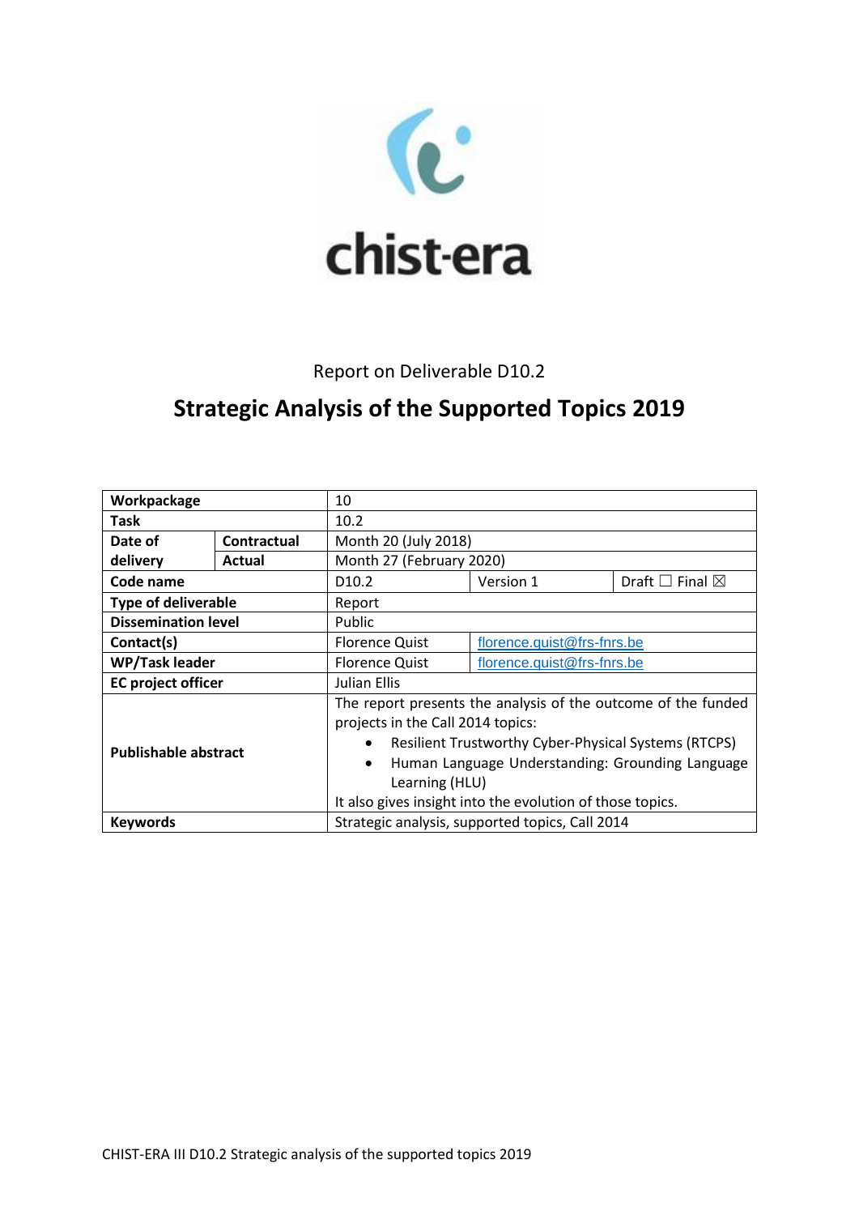chist-era

Report on Deliverable D10.2

# Strategic Analysis of the Supported Topics 2019

| | | | | |
|---|---|---|---|---|
| **Workpackage** | | 10 | | |
| **Task** | | 10.2 | | |
| **Date of delivery** | **Contractual** | Month 20 (July 2018) | | |
| | **Actual** | Month 27 (February 2020) | | |
| **Code name** | | D10.2 | Version 1 | Draft ☐ Final ☒ |
| **Type of deliverable** | | Report | | |
| **Dissemination level** | | Public | | |
| **Contact(s)** | | Florence Quist | florence.quist@frs-fnrs.be | |
| **WP/Task leader** | | Florence Quist | florence.quist@frs-fnrs.be | |
| **EC project officer** | | Julian Ellis | | |
| **Publishable abstract** | | The report presents the analysis of the outcome of the funded projects in the Call 2014 topics:<br>• Resilient Trustworthy Cyber-Physical Systems (RTCPS)<br>• Human Language Understanding: Grounding Language Learning (HLU)<br>It also gives insight into the evolution of those topics. | | |
| **Keywords** | | Strategic analysis, supported topics, Call 2014 | | |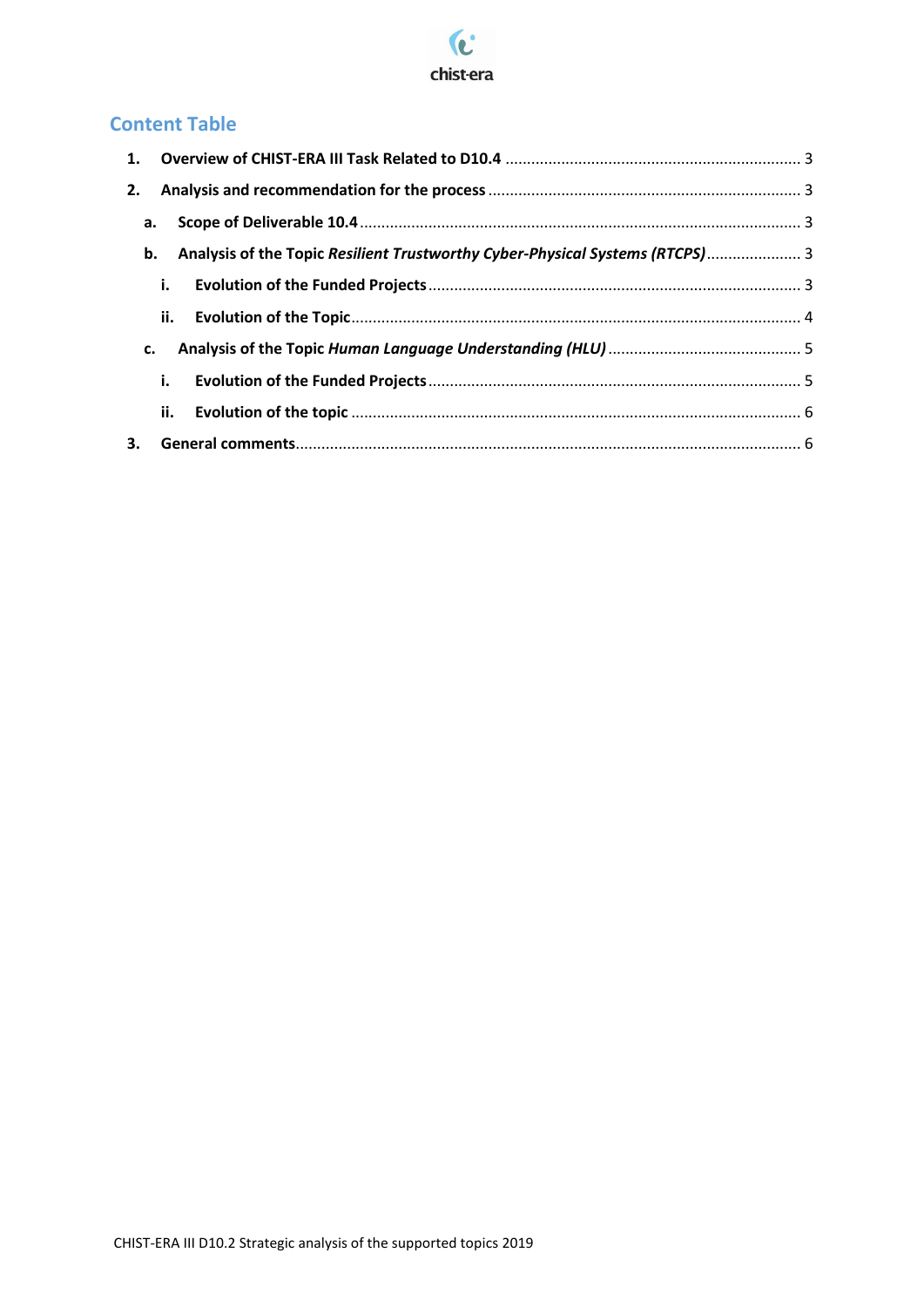## Content Table

1. **Overview of CHIST-ERA III Task Related to D10.4** ..................... 3
2. **Analysis and recommendation for the process** ..................... 3
   a. **Scope of Deliverable 10.4** ..................... 3
   b. **Analysis of the Topic *Resilient Trustworthy Cyber-Physical Systems (RTCPS)*** ..................... 3
      i. **Evolution of the Funded Projects** ..................... 3
      ii. **Evolution of the Topic** ..................... 4
   c. **Analysis of the Topic *Human Language Understanding (HLU)*** ..................... 5
      i. **Evolution of the Funded Projects** ..................... 5
      ii. **Evolution of the topic** ..................... 6
3. **General comments** ..................... 6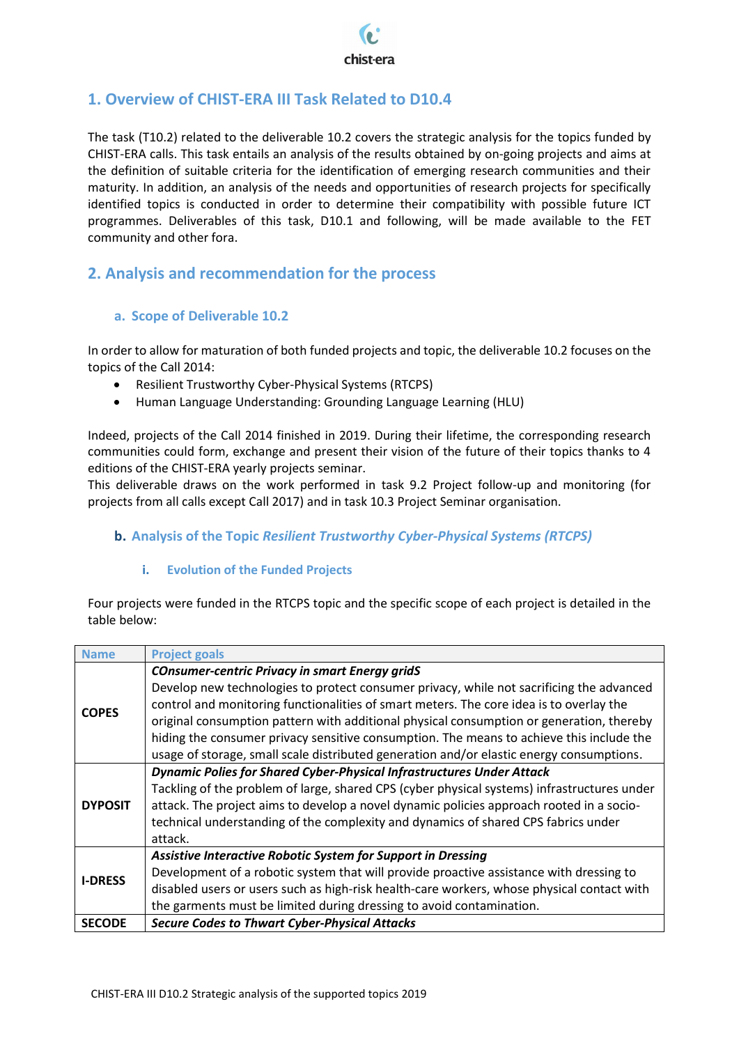## 1. Overview of CHIST-ERA III Task Related to D10.4

The task (T10.2) related to the deliverable 10.2 covers the strategic analysis for the topics funded by CHIST-ERA calls. This task entails an analysis of the results obtained by on-going projects and aims at the definition of suitable criteria for the identification of emerging research communities and their maturity. In addition, an analysis of the needs and opportunities of research projects for specifically identified topics is conducted in order to determine their compatibility with possible future ICT programmes. Deliverables of this task, D10.1 and following, will be made available to the FET community and other fora.

## 2. Analysis and recommendation for the process

### a. Scope of Deliverable 10.2

In order to allow for maturation of both funded projects and topic, the deliverable 10.2 focuses on the topics of the Call 2014:

- Resilient Trustworthy Cyber-Physical Systems (RTCPS)
- Human Language Understanding: Grounding Language Learning (HLU)

Indeed, projects of the Call 2014 finished in 2019. During their lifetime, the corresponding research communities could form, exchange and present their vision of the future of their topics thanks to 4 editions of the CHIST-ERA yearly projects seminar.
This deliverable draws on the work performed in task 9.2 Project follow-up and monitoring (for projects from all calls except Call 2017) and in task 10.3 Project Seminar organisation.

### b. Analysis of the Topic *Resilient Trustworthy Cyber-Physical Systems (RTCPS)*

#### i. Evolution of the Funded Projects

Four projects were funded in the RTCPS topic and the specific scope of each project is detailed in the table below:

| Name | Project goals |
|---|---|
| **COPES** | ***COnsumer-centric Privacy in smart Energy gridS*** Develop new technologies to protect consumer privacy, while not sacrificing the advanced control and monitoring functionalities of smart meters. The core idea is to overlay the original consumption pattern with additional physical consumption or generation, thereby hiding the consumer privacy sensitive consumption. The means to achieve this include the usage of storage, small scale distributed generation and/or elastic energy consumptions. |
| **DYPOSIT** | ***Dynamic Polies for Shared Cyber-Physical Infrastructures Under Attack*** Tackling of the problem of large, shared CPS (cyber physical systems) infrastructures under attack. The project aims to develop a novel dynamic policies approach rooted in a socio-technical understanding of the complexity and dynamics of shared CPS fabrics under attack. |
| **I-DRESS** | ***Assistive Interactive Robotic System for Support in Dressing*** Development of a robotic system that will provide proactive assistance with dressing to disabled users or users such as high-risk health-care workers, whose physical contact with the garments must be limited during dressing to avoid contamination. |
| **SECODE** | ***Secure Codes to Thwart Cyber-Physical Attacks*** |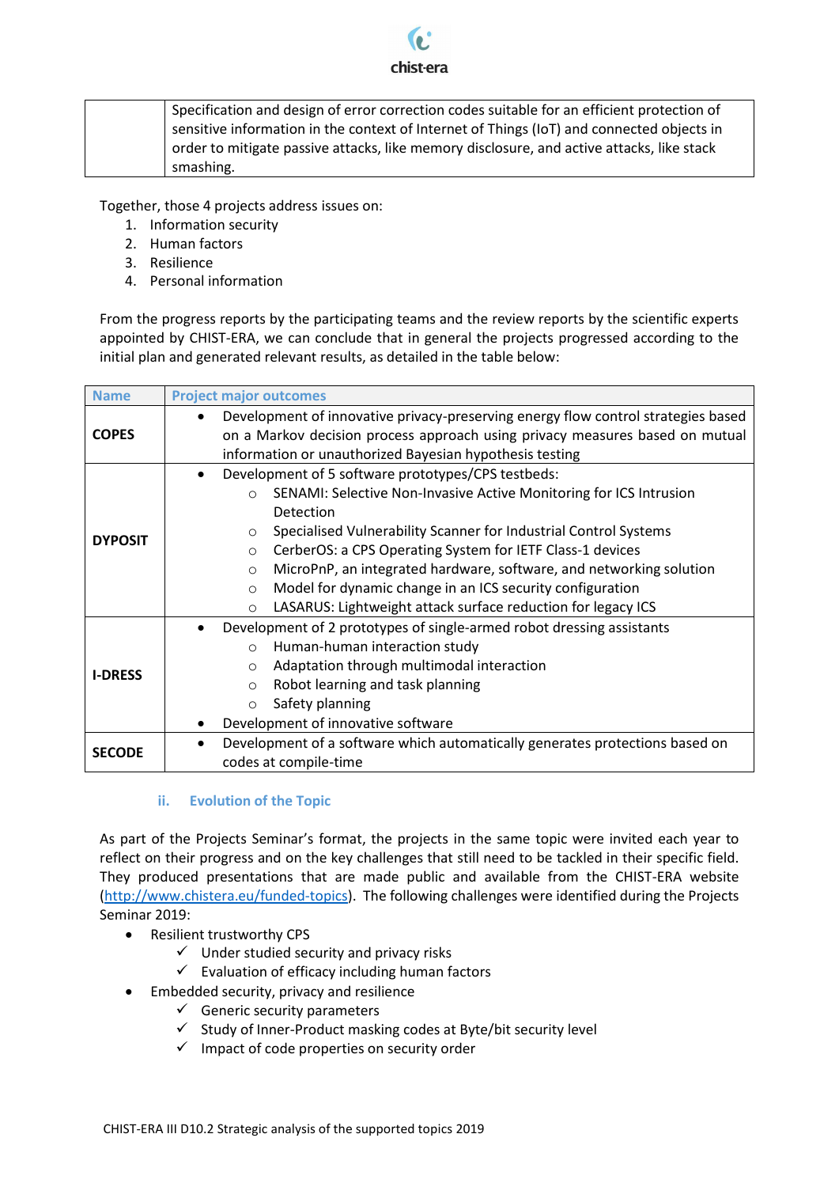|  | Specification and design of error correction codes suitable for an efficient protection of sensitive information in the context of Internet of Things (IoT) and connected objects in order to mitigate passive attacks, like memory disclosure, and active attacks, like stack smashing. |
|---|---|

Together, those 4 projects address issues on:

1. Information security
2. Human factors
3. Resilience
4. Personal information

From the progress reports by the participating teams and the review reports by the scientific experts appointed by CHIST-ERA, we can conclude that in general the projects progressed according to the initial plan and generated relevant results, as detailed in the table below:

| Name | Project major outcomes |
|---|---|
| **COPES** | • Development of innovative privacy-preserving energy flow control strategies based on a Markov decision process approach using privacy measures based on mutual information or unauthorized Bayesian hypothesis testing |
| **DYPOSIT** | • Development of 5 software prototypes/CPS testbeds:<br>○ SENAMI: Selective Non-Invasive Active Monitoring for ICS Intrusion Detection<br>○ Specialised Vulnerability Scanner for Industrial Control Systems<br>○ CerberOS: a CPS Operating System for IETF Class-1 devices<br>○ MicroPnP, an integrated hardware, software, and networking solution<br>○ Model for dynamic change in an ICS security configuration<br>○ LASARUS: Lightweight attack surface reduction for legacy ICS |
| **I-DRESS** | • Development of 2 prototypes of single-armed robot dressing assistants<br>○ Human-human interaction study<br>○ Adaptation through multimodal interaction<br>○ Robot learning and task planning<br>○ Safety planning<br>• Development of innovative software |
| **SECODE** | • Development of a software which automatically generates protections based on codes at compile-time |

### ii. Evolution of the Topic

As part of the Projects Seminar's format, the projects in the same topic were invited each year to reflect on their progress and on the key challenges that still need to be tackled in their specific field. They produced presentations that are made public and available from the CHIST-ERA website (http://www.chistera.eu/funded-topics). The following challenges were identified during the Projects Seminar 2019:

- Resilient trustworthy CPS
  - ✓ Under studied security and privacy risks
  - ✓ Evaluation of efficacy including human factors
- Embedded security, privacy and resilience
  - ✓ Generic security parameters
  - ✓ Study of Inner-Product masking codes at Byte/bit security level
  - ✓ Impact of code properties on security order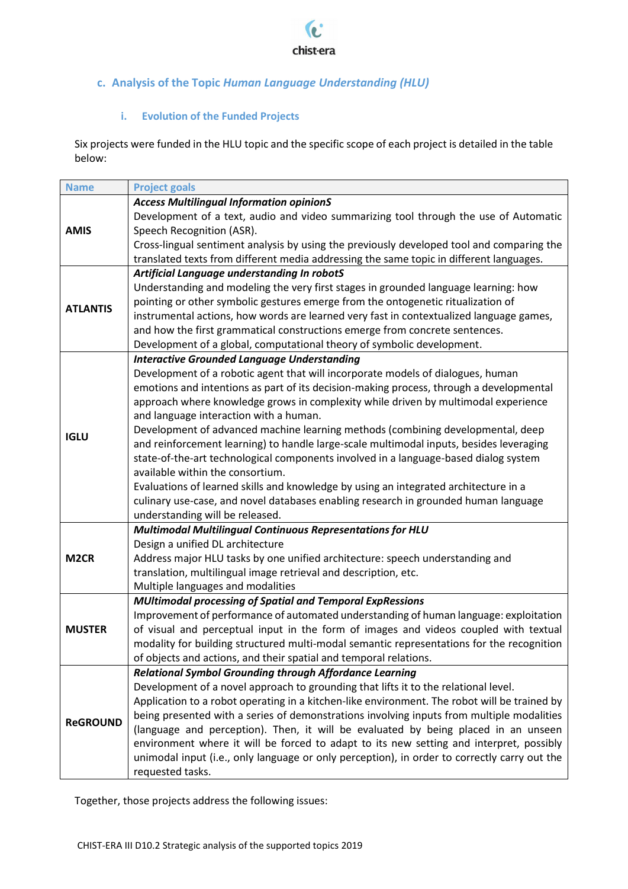### c. Analysis of the Topic *Human Language Understanding (HLU)*

#### i. Evolution of the Funded Projects

Six projects were funded in the HLU topic and the specific scope of each project is detailed in the table below:

| Name | Project goals |
|---|---|
| **AMIS** | ***Access Multilingual Information opinionS***<br>Development of a text, audio and video summarizing tool through the use of Automatic Speech Recognition (ASR).<br>Cross-lingual sentiment analysis by using the previously developed tool and comparing the translated texts from different media addressing the same topic in different languages. |
| **ATLANTIS** | ***Artificial Language understanding In robotS***<br>Understanding and modeling the very first stages in grounded language learning: how pointing or other symbolic gestures emerge from the ontogenetic ritualization of instrumental actions, how words are learned very fast in contextualized language games, and how the first grammatical constructions emerge from concrete sentences.<br>Development of a global, computational theory of symbolic development. |
| **IGLU** | ***Interactive Grounded Language Understanding***<br>Development of a robotic agent that will incorporate models of dialogues, human emotions and intentions as part of its decision-making process, through a developmental approach where knowledge grows in complexity while driven by multimodal experience and language interaction with a human.<br>Development of advanced machine learning methods (combining developmental, deep and reinforcement learning) to handle large-scale multimodal inputs, besides leveraging state-of-the-art technological components involved in a language-based dialog system available within the consortium.<br>Evaluations of learned skills and knowledge by using an integrated architecture in a culinary use-case, and novel databases enabling research in grounded human language understanding will be released. |
| **M2CR** | ***Multimodal Multilingual Continuous Representations for HLU***<br>Design a unified DL architecture<br>Address major HLU tasks by one unified architecture: speech understanding and translation, multilingual image retrieval and description, etc.<br>Multiple languages and modalities |
| **MUSTER** | ***MUltimodal processing of Spatial and Temporal ExpRessions***<br>Improvement of performance of automated understanding of human language: exploitation of visual and perceptual input in the form of images and videos coupled with textual modality for building structured multi-modal semantic representations for the recognition of objects and actions, and their spatial and temporal relations. |
| **ReGROUND** | ***Relational Symbol Grounding through Affordance Learning***<br>Development of a novel approach to grounding that lifts it to the relational level.<br>Application to a robot operating in a kitchen-like environment. The robot will be trained by being presented with a series of demonstrations involving inputs from multiple modalities (language and perception). Then, it will be evaluated by being placed in an unseen environment where it will be forced to adapt to its new setting and interpret, possibly unimodal input (i.e., only language or only perception), in order to correctly carry out the requested tasks. |

Together, those projects address the following issues: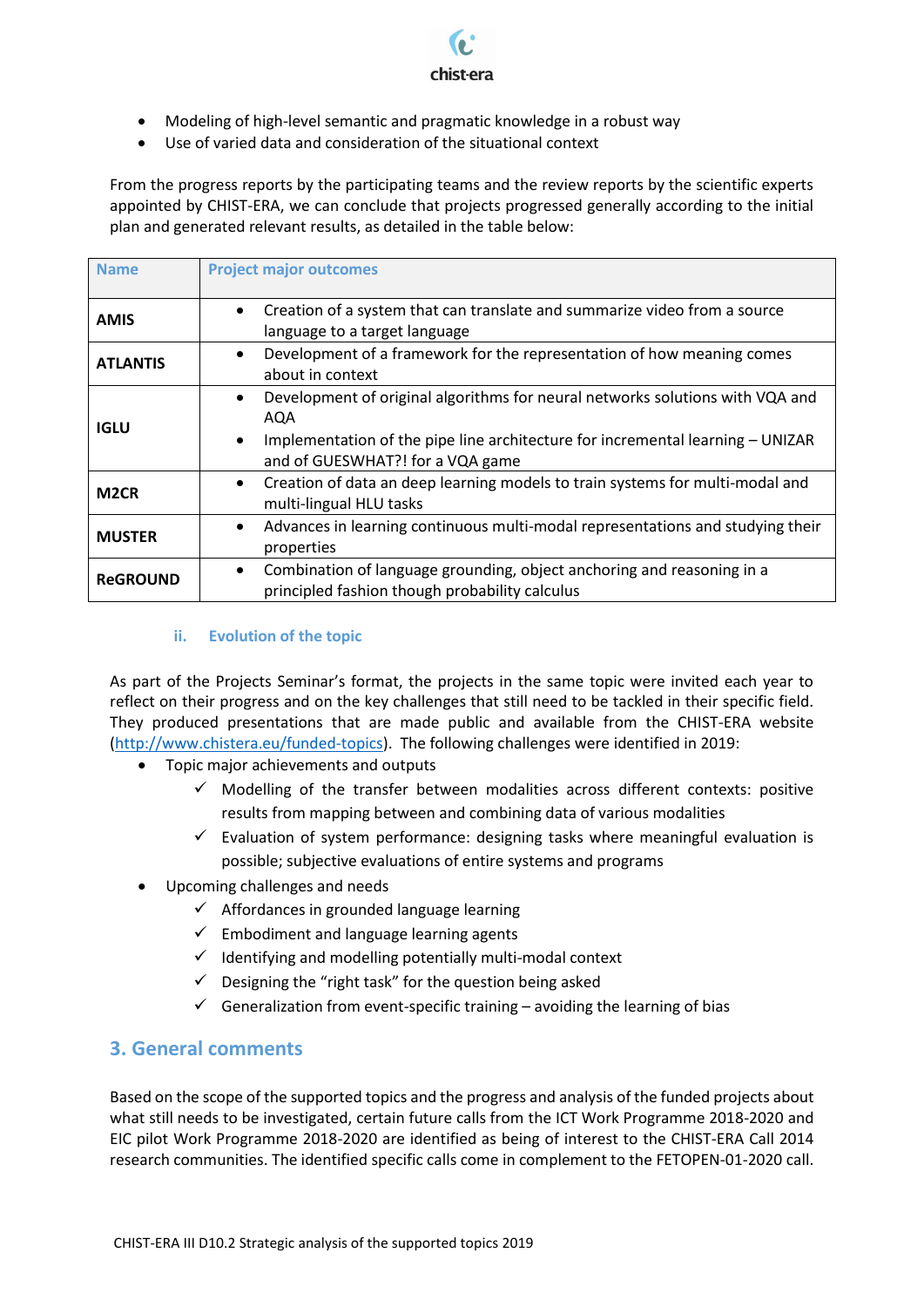- Modeling of high-level semantic and pragmatic knowledge in a robust way
- Use of varied data and consideration of the situational context

From the progress reports by the participating teams and the review reports by the scientific experts appointed by CHIST-ERA, we can conclude that projects progressed generally according to the initial plan and generated relevant results, as detailed in the table below:

| Name | Project major outcomes |
| --- | --- |
| **AMIS** | • Creation of a system that can translate and summarize video from a source language to a target language |
| **ATLANTIS** | • Development of a framework for the representation of how meaning comes about in context |
| **IGLU** | • Development of original algorithms for neural networks solutions with VQA and AQA<br>• Implementation of the pipe line architecture for incremental learning – UNIZAR and of GUESWHAT?! for a VQA game |
| **M2CR** | • Creation of data an deep learning models to train systems for multi-modal and multi-lingual HLU tasks |
| **MUSTER** | • Advances in learning continuous multi-modal representations and studying their properties |
| **ReGROUND** | • Combination of language grounding, object anchoring and reasoning in a principled fashion though probability calculus |

#### ii. Evolution of the topic

As part of the Projects Seminar's format, the projects in the same topic were invited each year to reflect on their progress and on the key challenges that still need to be tackled in their specific field. They produced presentations that are made public and available from the CHIST-ERA website (http://www.chistera.eu/funded-topics). The following challenges were identified in 2019:

- Topic major achievements and outputs
  - ✓ Modelling of the transfer between modalities across different contexts: positive results from mapping between and combining data of various modalities
  - ✓ Evaluation of system performance: designing tasks where meaningful evaluation is possible; subjective evaluations of entire systems and programs
- Upcoming challenges and needs
  - ✓ Affordances in grounded language learning
  - ✓ Embodiment and language learning agents
  - ✓ Identifying and modelling potentially multi-modal context
  - ✓ Designing the "right task" for the question being asked
  - ✓ Generalization from event-specific training – avoiding the learning of bias

## 3. General comments

Based on the scope of the supported topics and the progress and analysis of the funded projects about what still needs to be investigated, certain future calls from the ICT Work Programme 2018-2020 and EIC pilot Work Programme 2018-2020 are identified as being of interest to the CHIST-ERA Call 2014 research communities. The identified specific calls come in complement to the FETOPEN-01-2020 call.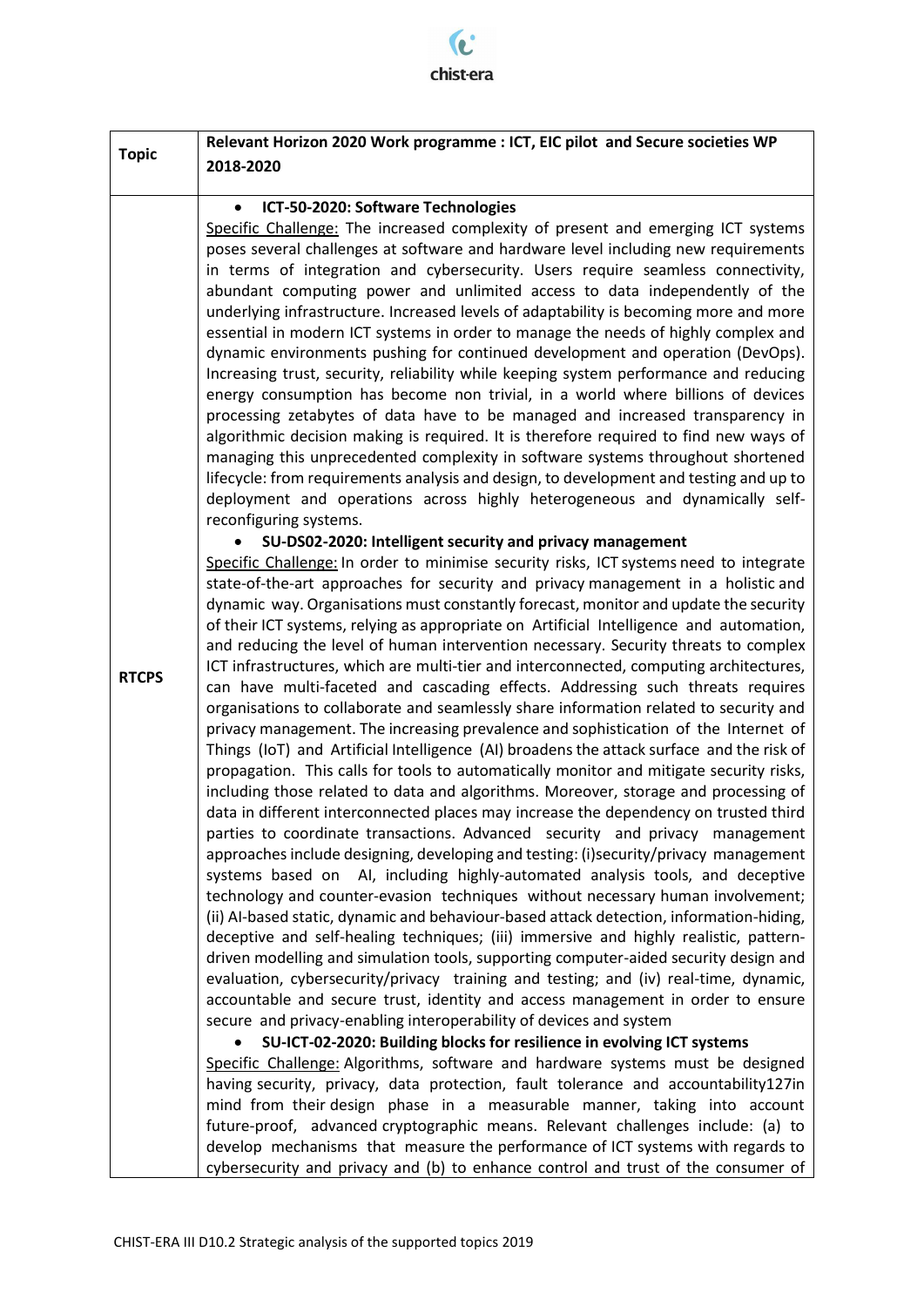| Topic | Relevant Horizon 2020 Work programme : ICT, EIC pilot and Secure societies WP 2018-2020 |
|---|---|
| RTCPS | • **ICT-50-2020: Software Technologies**<br>Specific Challenge: The increased complexity of present and emerging ICT systems poses several challenges at software and hardware level including new requirements in terms of integration and cybersecurity. Users require seamless connectivity, abundant computing power and unlimited access to data independently of the underlying infrastructure. Increased levels of adaptability is becoming more and more essential in modern ICT systems in order to manage the needs of highly complex and dynamic environments pushing for continued development and operation (DevOps). Increasing trust, security, reliability while keeping system performance and reducing energy consumption has become non trivial, in a world where billions of devices processing zetabytes of data have to be managed and increased transparency in algorithmic decision making is required. It is therefore required to find new ways of managing this unprecedented complexity in software systems throughout shortened lifecycle: from requirements analysis and design, to development and testing and up to deployment and operations across highly heterogeneous and dynamically self-reconfiguring systems.<br>• **SU-DS02-2020: Intelligent security and privacy management**<br>Specific Challenge: In order to minimise security risks, ICT systems need to integrate state-of-the-art approaches for security and privacy management in a holistic and dynamic way. Organisations must constantly forecast, monitor and update the security of their ICT systems, relying as appropriate on Artificial Intelligence and automation, and reducing the level of human intervention necessary. Security threats to complex ICT infrastructures, which are multi-tier and interconnected, computing architectures, can have multi-faceted and cascading effects. Addressing such threats requires organisations to collaborate and seamlessly share information related to security and privacy management. The increasing prevalence and sophistication of the Internet of Things (IoT) and Artificial Intelligence (AI) broadens the attack surface and the risk of propagation. This calls for tools to automatically monitor and mitigate security risks, including those related to data and algorithms. Moreover, storage and processing of data in different interconnected places may increase the dependency on trusted third parties to coordinate transactions. Advanced security and privacy management approaches include designing, developing and testing: (i)security/privacy management systems based on AI, including highly-automated analysis tools, and deceptive technology and counter-evasion techniques without necessary human involvement; (ii) AI-based static, dynamic and behaviour-based attack detection, information-hiding, deceptive and self-healing techniques; (iii) immersive and highly realistic, pattern-driven modelling and simulation tools, supporting computer-aided security design and evaluation, cybersecurity/privacy training and testing; and (iv) real-time, dynamic, accountable and secure trust, identity and access management in order to ensure secure and privacy-enabling interoperability of devices and system<br>• **SU-ICT-02-2020: Building blocks for resilience in evolving ICT systems**<br>Specific Challenge: Algorithms, software and hardware systems must be designed having security, privacy, data protection, fault tolerance and accountability127in mind from their design phase in a measurable manner, taking into account future-proof, advanced cryptographic means. Relevant challenges include: (a) to develop mechanisms that measure the performance of ICT systems with regards to cybersecurity and privacy and (b) to enhance control and trust of the consumer of |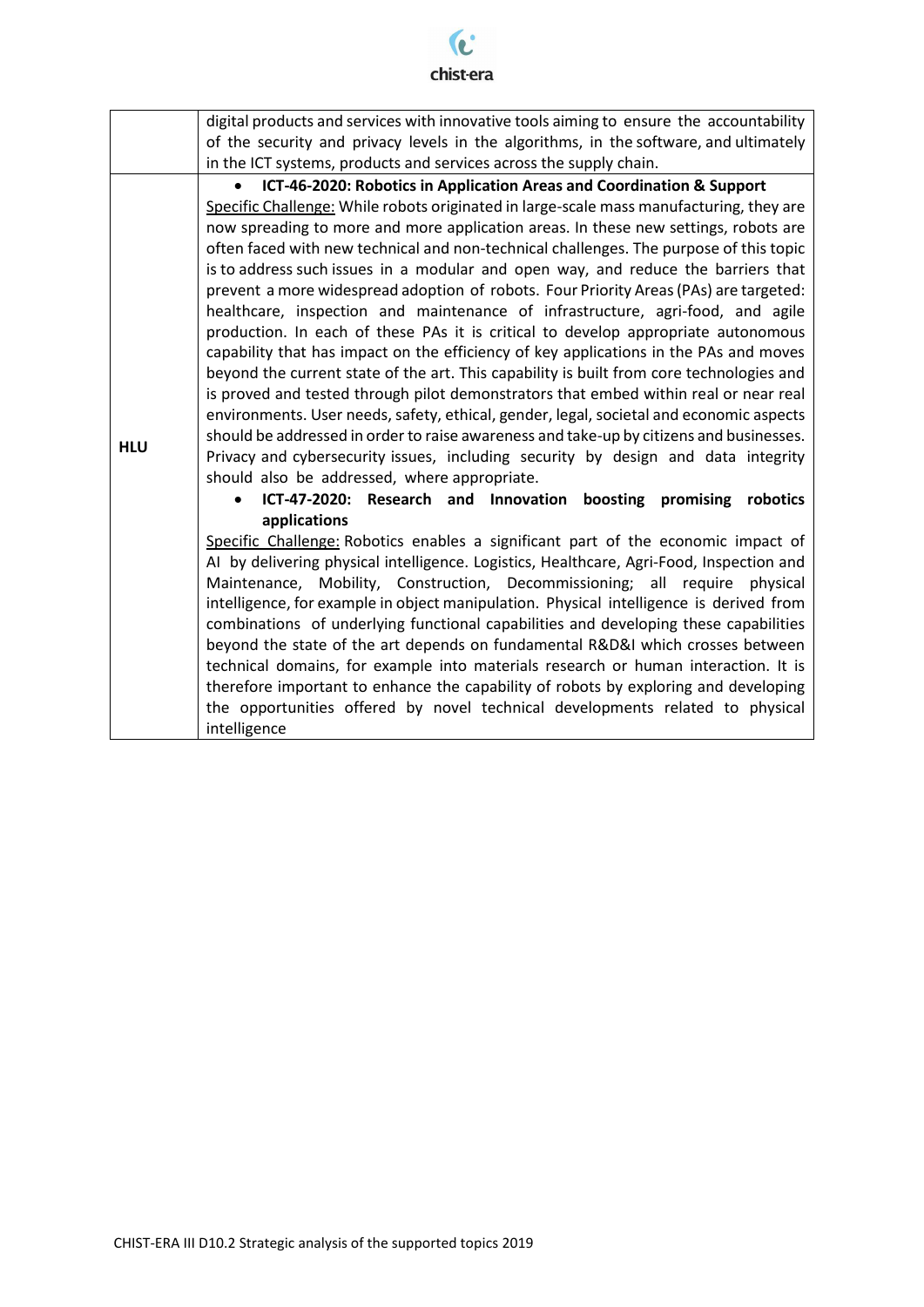| | |
|---|---|
| | digital products and services with innovative tools aiming to ensure the accountability of the security and privacy levels in the algorithms, in the software, and ultimately in the ICT systems, products and services across the supply chain. |
| **HLU** | • **ICT-46-2020: Robotics in Application Areas and Coordination & Support**<br>Specific Challenge: While robots originated in large-scale mass manufacturing, they are now spreading to more and more application areas. In these new settings, robots are often faced with new technical and non-technical challenges. The purpose of this topic is to address such issues in a modular and open way, and reduce the barriers that prevent a more widespread adoption of robots. Four Priority Areas (PAs) are targeted: healthcare, inspection and maintenance of infrastructure, agri-food, and agile production. In each of these PAs it is critical to develop appropriate autonomous capability that has impact on the efficiency of key applications in the PAs and moves beyond the current state of the art. This capability is built from core technologies and is proved and tested through pilot demonstrators that embed within real or near real environments. User needs, safety, ethical, gender, legal, societal and economic aspects should be addressed in order to raise awareness and take-up by citizens and businesses. Privacy and cybersecurity issues, including security by design and data integrity should also be addressed, where appropriate.<br>• **ICT-47-2020: Research and Innovation boosting promising robotics applications**<br>Specific Challenge: Robotics enables a significant part of the economic impact of AI by delivering physical intelligence. Logistics, Healthcare, Agri-Food, Inspection and Maintenance, Mobility, Construction, Decommissioning; all require physical intelligence, for example in object manipulation. Physical intelligence is derived from combinations of underlying functional capabilities and developing these capabilities beyond the state of the art depends on fundamental R&D&I which crosses between technical domains, for example into materials research or human interaction. It is therefore important to enhance the capability of robots by exploring and developing the opportunities offered by novel technical developments related to physical intelligence |